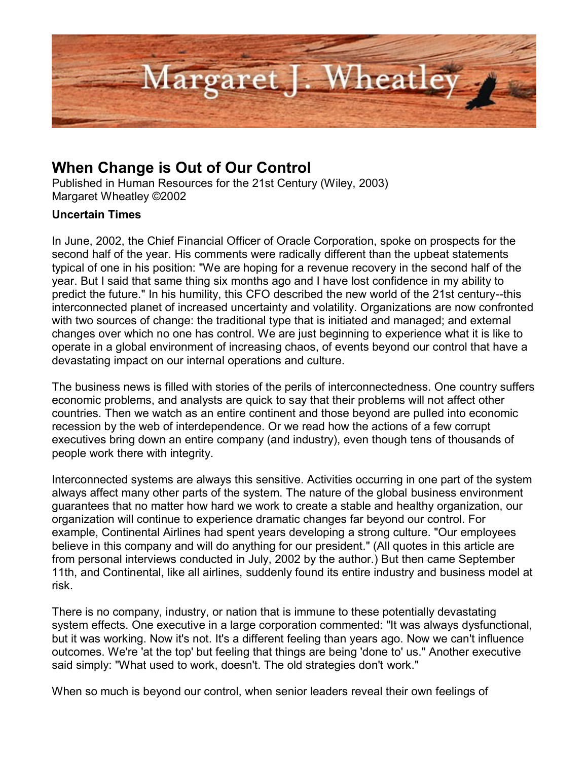# Margaret J. Wheatley

## When Change is Out of Our Control

Published in Human Resources for the 21st Century (Wiley, 2003)
Margaret Wheatley ©2002

### Uncertain Times

In June, 2002, the Chief Financial Officer of Oracle Corporation, spoke on prospects for the second half of the year. His comments were radically different than the upbeat statements typical of one in his position: "We are hoping for a revenue recovery in the second half of the year. But I said that same thing six months ago and I have lost confidence in my ability to predict the future." In his humility, this CFO described the new world of the 21st century--this interconnected planet of increased uncertainty and volatility. Organizations are now confronted with two sources of change: the traditional type that is initiated and managed; and external changes over which no one has control. We are just beginning to experience what it is like to operate in a global environment of increasing chaos, of events beyond our control that have a devastating impact on our internal operations and culture.

The business news is filled with stories of the perils of interconnectedness. One country suffers economic problems, and analysts are quick to say that their problems will not affect other countries. Then we watch as an entire continent and those beyond are pulled into economic recession by the web of interdependence. Or we read how the actions of a few corrupt executives bring down an entire company (and industry), even though tens of thousands of people work there with integrity.

Interconnected systems are always this sensitive. Activities occurring in one part of the system always affect many other parts of the system. The nature of the global business environment guarantees that no matter how hard we work to create a stable and healthy organization, our organization will continue to experience dramatic changes far beyond our control. For example, Continental Airlines had spent years developing a strong culture. "Our employees believe in this company and will do anything for our president." (All quotes in this article are from personal interviews conducted in July, 2002 by the author.) But then came September 11th, and Continental, like all airlines, suddenly found its entire industry and business model at risk.

There is no company, industry, or nation that is immune to these potentially devastating system effects. One executive in a large corporation commented: "It was always dysfunctional, but it was working. Now it's not. It's a different feeling than years ago. Now we can't influence outcomes. We're 'at the top' but feeling that things are being 'done to' us." Another executive said simply: "What used to work, doesn't. The old strategies don't work."

When so much is beyond our control, when senior leaders reveal their own feelings of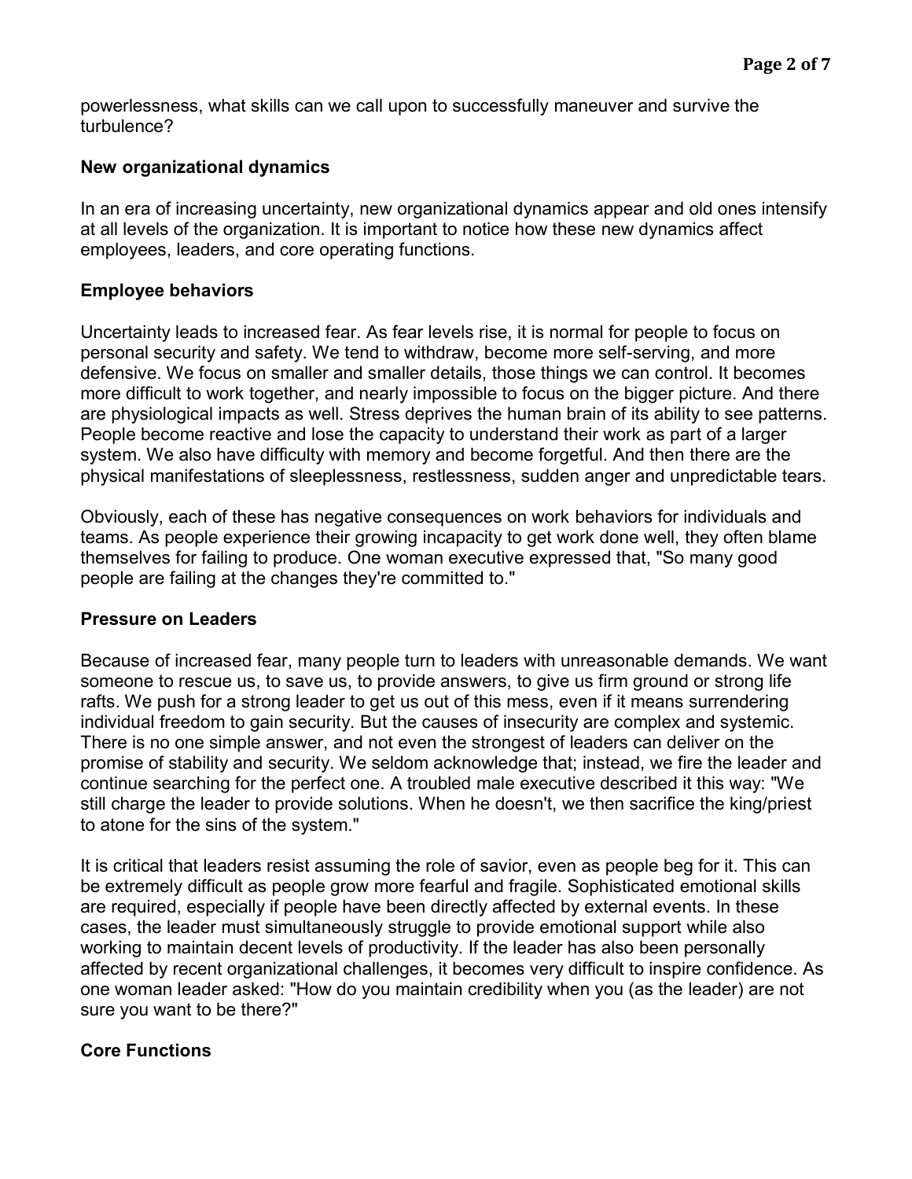powerlessness, what skills can we call upon to successfully maneuver and survive the turbulence?

### New organizational dynamics

In an era of increasing uncertainty, new organizational dynamics appear and old ones intensify at all levels of the organization. It is important to notice how these new dynamics affect employees, leaders, and core operating functions.

### Employee behaviors

Uncertainty leads to increased fear. As fear levels rise, it is normal for people to focus on personal security and safety. We tend to withdraw, become more self-serving, and more defensive. We focus on smaller and smaller details, those things we can control. It becomes more difficult to work together, and nearly impossible to focus on the bigger picture. And there are physiological impacts as well. Stress deprives the human brain of its ability to see patterns. People become reactive and lose the capacity to understand their work as part of a larger system. We also have difficulty with memory and become forgetful. And then there are the physical manifestations of sleeplessness, restlessness, sudden anger and unpredictable tears.

Obviously, each of these has negative consequences on work behaviors for individuals and teams. As people experience their growing incapacity to get work done well, they often blame themselves for failing to produce. One woman executive expressed that, "So many good people are failing at the changes they're committed to."

### Pressure on Leaders

Because of increased fear, many people turn to leaders with unreasonable demands. We want someone to rescue us, to save us, to provide answers, to give us firm ground or strong life rafts. We push for a strong leader to get us out of this mess, even if it means surrendering individual freedom to gain security. But the causes of insecurity are complex and systemic. There is no one simple answer, and not even the strongest of leaders can deliver on the promise of stability and security. We seldom acknowledge that; instead, we fire the leader and continue searching for the perfect one. A troubled male executive described it this way: "We still charge the leader to provide solutions. When he doesn't, we then sacrifice the king/priest to atone for the sins of the system."

It is critical that leaders resist assuming the role of savior, even as people beg for it. This can be extremely difficult as people grow more fearful and fragile. Sophisticated emotional skills are required, especially if people have been directly affected by external events. In these cases, the leader must simultaneously struggle to provide emotional support while also working to maintain decent levels of productivity. If the leader has also been personally affected by recent organizational challenges, it becomes very difficult to inspire confidence. As one woman leader asked: "How do you maintain credibility when you (as the leader) are not sure you want to be there?"

### Core Functions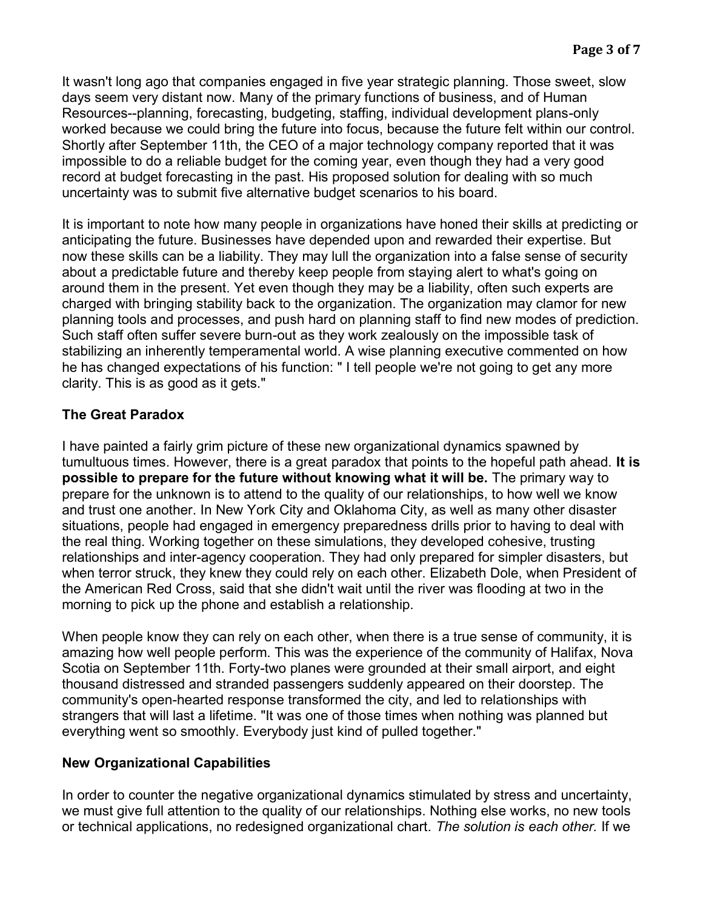It wasn't long ago that companies engaged in five year strategic planning. Those sweet, slow days seem very distant now. Many of the primary functions of business, and of Human Resources--planning, forecasting, budgeting, staffing, individual development plans-only worked because we could bring the future into focus, because the future felt within our control. Shortly after September 11th, the CEO of a major technology company reported that it was impossible to do a reliable budget for the coming year, even though they had a very good record at budget forecasting in the past. His proposed solution for dealing with so much uncertainty was to submit five alternative budget scenarios to his board.

It is important to note how many people in organizations have honed their skills at predicting or anticipating the future. Businesses have depended upon and rewarded their expertise. But now these skills can be a liability. They may lull the organization into a false sense of security about a predictable future and thereby keep people from staying alert to what's going on around them in the present. Yet even though they may be a liability, often such experts are charged with bringing stability back to the organization. The organization may clamor for new planning tools and processes, and push hard on planning staff to find new modes of prediction. Such staff often suffer severe burn-out as they work zealously on the impossible task of stabilizing an inherently temperamental world. A wise planning executive commented on how he has changed expectations of his function: " I tell people we're not going to get any more clarity. This is as good as it gets."

### The Great Paradox

I have painted a fairly grim picture of these new organizational dynamics spawned by tumultuous times. However, there is a great paradox that points to the hopeful path ahead. **It is possible to prepare for the future without knowing what it will be.** The primary way to prepare for the unknown is to attend to the quality of our relationships, to how well we know and trust one another. In New York City and Oklahoma City, as well as many other disaster situations, people had engaged in emergency preparedness drills prior to having to deal with the real thing. Working together on these simulations, they developed cohesive, trusting relationships and inter-agency cooperation. They had only prepared for simpler disasters, but when terror struck, they knew they could rely on each other. Elizabeth Dole, when President of the American Red Cross, said that she didn't wait until the river was flooding at two in the morning to pick up the phone and establish a relationship.

When people know they can rely on each other, when there is a true sense of community, it is amazing how well people perform. This was the experience of the community of Halifax, Nova Scotia on September 11th. Forty-two planes were grounded at their small airport, and eight thousand distressed and stranded passengers suddenly appeared on their doorstep. The community's open-hearted response transformed the city, and led to relationships with strangers that will last a lifetime. "It was one of those times when nothing was planned but everything went so smoothly. Everybody just kind of pulled together."

### New Organizational Capabilities

In order to counter the negative organizational dynamics stimulated by stress and uncertainty, we must give full attention to the quality of our relationships. Nothing else works, no new tools or technical applications, no redesigned organizational chart. *The solution is each other.* If we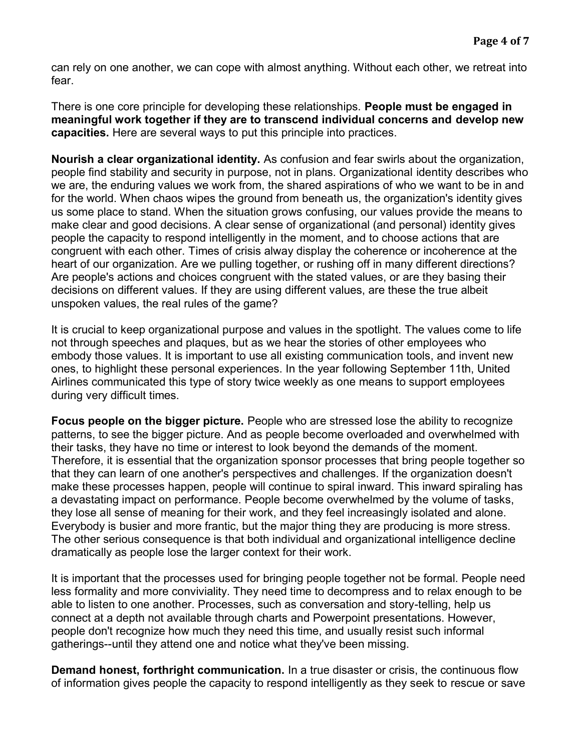can rely on one another, we can cope with almost anything. Without each other, we retreat into fear.

There is one core principle for developing these relationships. **People must be engaged in meaningful work together if they are to transcend individual concerns and develop new capacities.** Here are several ways to put this principle into practices.

**Nourish a clear organizational identity.** As confusion and fear swirls about the organization, people find stability and security in purpose, not in plans. Organizational identity describes who we are, the enduring values we work from, the shared aspirations of who we want to be in and for the world. When chaos wipes the ground from beneath us, the organization's identity gives us some place to stand. When the situation grows confusing, our values provide the means to make clear and good decisions. A clear sense of organizational (and personal) identity gives people the capacity to respond intelligently in the moment, and to choose actions that are congruent with each other. Times of crisis alway display the coherence or incoherence at the heart of our organization. Are we pulling together, or rushing off in many different directions? Are people's actions and choices congruent with the stated values, or are they basing their decisions on different values. If they are using different values, are these the true albeit unspoken values, the real rules of the game?

It is crucial to keep organizational purpose and values in the spotlight. The values come to life not through speeches and plaques, but as we hear the stories of other employees who embody those values. It is important to use all existing communication tools, and invent new ones, to highlight these personal experiences. In the year following September 11th, United Airlines communicated this type of story twice weekly as one means to support employees during very difficult times.

**Focus people on the bigger picture.** People who are stressed lose the ability to recognize patterns, to see the bigger picture. And as people become overloaded and overwhelmed with their tasks, they have no time or interest to look beyond the demands of the moment. Therefore, it is essential that the organization sponsor processes that bring people together so that they can learn of one another's perspectives and challenges. If the organization doesn't make these processes happen, people will continue to spiral inward. This inward spiraling has a devastating impact on performance. People become overwhelmed by the volume of tasks, they lose all sense of meaning for their work, and they feel increasingly isolated and alone. Everybody is busier and more frantic, but the major thing they are producing is more stress. The other serious consequence is that both individual and organizational intelligence decline dramatically as people lose the larger context for their work.

It is important that the processes used for bringing people together not be formal. People need less formality and more conviviality. They need time to decompress and to relax enough to be able to listen to one another. Processes, such as conversation and story-telling, help us connect at a depth not available through charts and Powerpoint presentations. However, people don't recognize how much they need this time, and usually resist such informal gatherings--until they attend one and notice what they've been missing.

**Demand honest, forthright communication.** In a true disaster or crisis, the continuous flow of information gives people the capacity to respond intelligently as they seek to rescue or save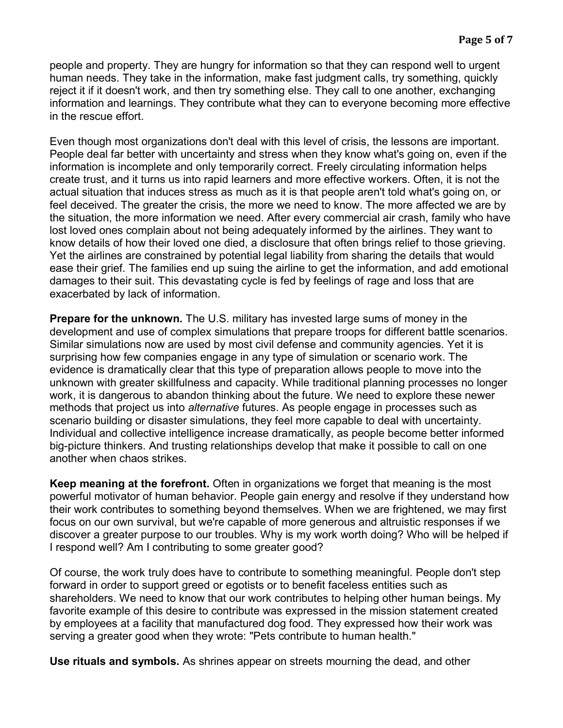people and property. They are hungry for information so that they can respond well to urgent human needs. They take in the information, make fast judgment calls, try something, quickly reject it if it doesn't work, and then try something else. They call to one another, exchanging information and learnings. They contribute what they can to everyone becoming more effective in the rescue effort.

Even though most organizations don't deal with this level of crisis, the lessons are important. People deal far better with uncertainty and stress when they know what's going on, even if the information is incomplete and only temporarily correct. Freely circulating information helps create trust, and it turns us into rapid learners and more effective workers. Often, it is not the actual situation that induces stress as much as it is that people aren't told what's going on, or feel deceived. The greater the crisis, the more we need to know. The more affected we are by the situation, the more information we need. After every commercial air crash, family who have lost loved ones complain about not being adequately informed by the airlines. They want to know details of how their loved one died, a disclosure that often brings relief to those grieving. Yet the airlines are constrained by potential legal liability from sharing the details that would ease their grief. The families end up suing the airline to get the information, and add emotional damages to their suit. This devastating cycle is fed by feelings of rage and loss that are exacerbated by lack of information.

**Prepare for the unknown.** The U.S. military has invested large sums of money in the development and use of complex simulations that prepare troops for different battle scenarios. Similar simulations now are used by most civil defense and community agencies. Yet it is surprising how few companies engage in any type of simulation or scenario work. The evidence is dramatically clear that this type of preparation allows people to move into the unknown with greater skillfulness and capacity. While traditional planning processes no longer work, it is dangerous to abandon thinking about the future. We need to explore these newer methods that project us into *alternative* futures. As people engage in processes such as scenario building or disaster simulations, they feel more capable to deal with uncertainty. Individual and collective intelligence increase dramatically, as people become better informed big-picture thinkers. And trusting relationships develop that make it possible to call on one another when chaos strikes.

**Keep meaning at the forefront.** Often in organizations we forget that meaning is the most powerful motivator of human behavior. People gain energy and resolve if they understand how their work contributes to something beyond themselves. When we are frightened, we may first focus on our own survival, but we're capable of more generous and altruistic responses if we discover a greater purpose to our troubles. Why is my work worth doing? Who will be helped if I respond well? Am I contributing to some greater good?

Of course, the work truly does have to contribute to something meaningful. People don't step forward in order to support greed or egotists or to benefit faceless entities such as shareholders. We need to know that our work contributes to helping other human beings. My favorite example of this desire to contribute was expressed in the mission statement created by employees at a facility that manufactured dog food. They expressed how their work was serving a greater good when they wrote: "Pets contribute to human health."

**Use rituals and symbols.** As shrines appear on streets mourning the dead, and other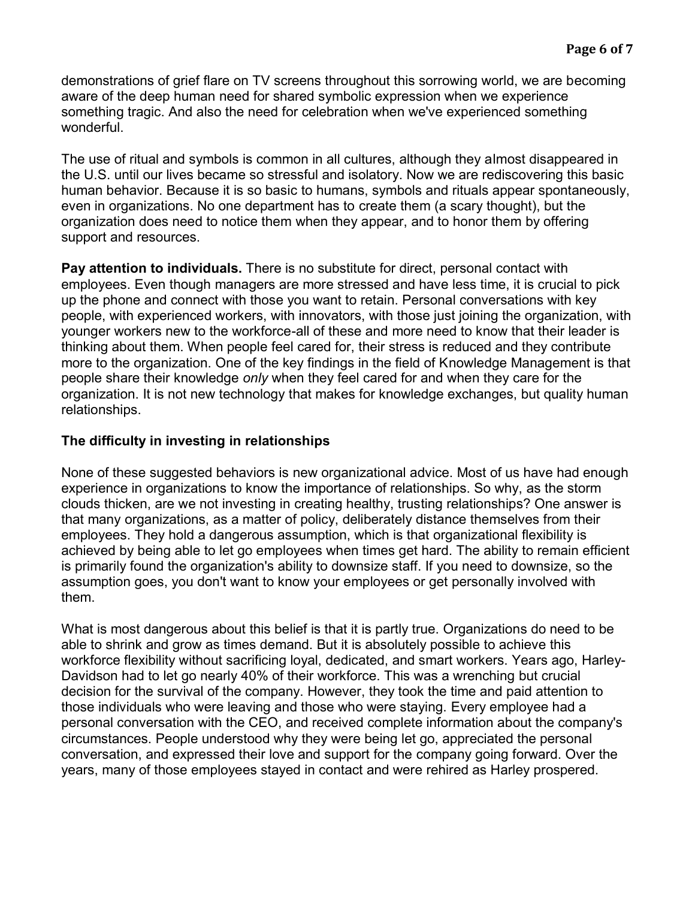demonstrations of grief flare on TV screens throughout this sorrowing world, we are becoming aware of the deep human need for shared symbolic expression when we experience something tragic. And also the need for celebration when we've experienced something wonderful.

The use of ritual and symbols is common in all cultures, although they almost disappeared in the U.S. until our lives became so stressful and isolatory. Now we are rediscovering this basic human behavior. Because it is so basic to humans, symbols and rituals appear spontaneously, even in organizations. No one department has to create them (a scary thought), but the organization does need to notice them when they appear, and to honor them by offering support and resources.

**Pay attention to individuals.** There is no substitute for direct, personal contact with employees. Even though managers are more stressed and have less time, it is crucial to pick up the phone and connect with those you want to retain. Personal conversations with key people, with experienced workers, with innovators, with those just joining the organization, with younger workers new to the workforce-all of these and more need to know that their leader is thinking about them. When people feel cared for, their stress is reduced and they contribute more to the organization. One of the key findings in the field of Knowledge Management is that people share their knowledge *only* when they feel cared for and when they care for the organization. It is not new technology that makes for knowledge exchanges, but quality human relationships.

### The difficulty in investing in relationships

None of these suggested behaviors is new organizational advice. Most of us have had enough experience in organizations to know the importance of relationships. So why, as the storm clouds thicken, are we not investing in creating healthy, trusting relationships? One answer is that many organizations, as a matter of policy, deliberately distance themselves from their employees. They hold a dangerous assumption, which is that organizational flexibility is achieved by being able to let go employees when times get hard. The ability to remain efficient is primarily found the organization's ability to downsize staff. If you need to downsize, so the assumption goes, you don't want to know your employees or get personally involved with them.

What is most dangerous about this belief is that it is partly true. Organizations do need to be able to shrink and grow as times demand. But it is absolutely possible to achieve this workforce flexibility without sacrificing loyal, dedicated, and smart workers. Years ago, Harley-Davidson had to let go nearly 40% of their workforce. This was a wrenching but crucial decision for the survival of the company. However, they took the time and paid attention to those individuals who were leaving and those who were staying. Every employee had a personal conversation with the CEO, and received complete information about the company's circumstances. People understood why they were being let go, appreciated the personal conversation, and expressed their love and support for the company going forward. Over the years, many of those employees stayed in contact and were rehired as Harley prospered.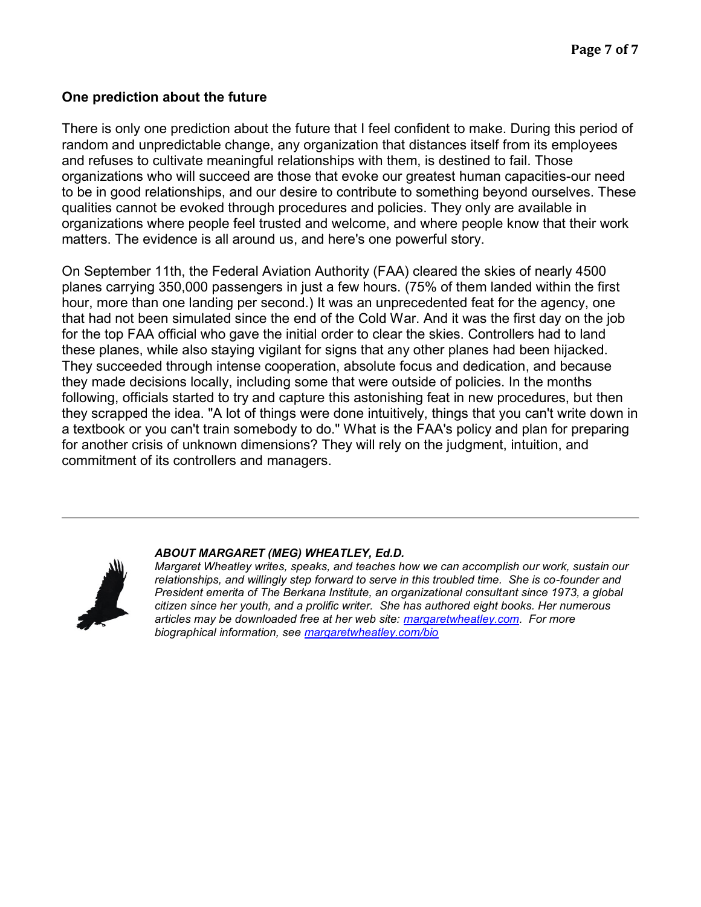## One prediction about the future

There is only one prediction about the future that I feel confident to make. During this period of random and unpredictable change, any organization that distances itself from its employees and refuses to cultivate meaningful relationships with them, is destined to fail. Those organizations who will succeed are those that evoke our greatest human capacities-our need to be in good relationships, and our desire to contribute to something beyond ourselves. These qualities cannot be evoked through procedures and policies. They only are available in organizations where people feel trusted and welcome, and where people know that their work matters. The evidence is all around us, and here's one powerful story.

On September 11th, the Federal Aviation Authority (FAA) cleared the skies of nearly 4500 planes carrying 350,000 passengers in just a few hours. (75% of them landed within the first hour, more than one landing per second.) It was an unprecedented feat for the agency, one that had not been simulated since the end of the Cold War. And it was the first day on the job for the top FAA official who gave the initial order to clear the skies. Controllers had to land these planes, while also staying vigilant for signs that any other planes had been hijacked. They succeeded through intense cooperation, absolute focus and dedication, and because they made decisions locally, including some that were outside of policies. In the months following, officials started to try and capture this astonishing feat in new procedures, but then they scrapped the idea. "A lot of things were done intuitively, things that you can't write down in a textbook or you can't train somebody to do." What is the FAA's policy and plan for preparing for another crisis of unknown dimensions? They will rely on the judgment, intuition, and commitment of its controllers and managers.

---

***ABOUT MARGARET (MEG) WHEATLEY, Ed.D.***

*Margaret Wheatley writes, speaks, and teaches how we can accomplish our work, sustain our relationships, and willingly step forward to serve in this troubled time. She is co-founder and President emerita of The Berkana Institute, an organizational consultant since 1973, a global citizen since her youth, and a prolific writer. She has authored eight books. Her numerous articles may be downloaded free at her web site: [margaretwheatley.com](margaretwheatley.com). For more biographical information, see [margaretwheatley.com/bio](margaretwheatley.com/bio)*